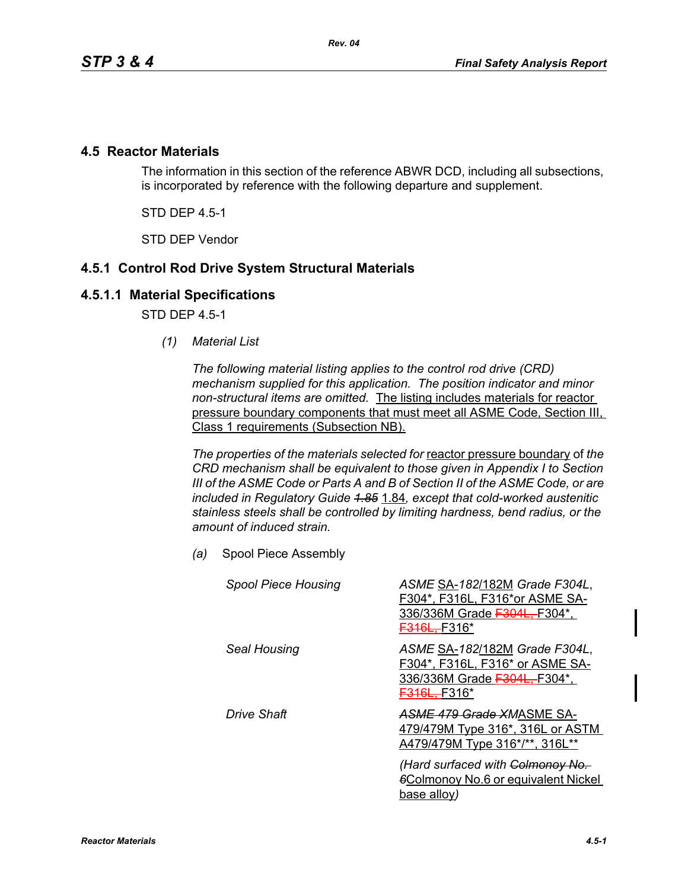## 4.5 Reactor Materials

The information in this section of the reference ABWR DCD, including all subsections, is incorporated by reference with the following departure and supplement.

STD DEP 4.5-1

STD DEP Vendor

### 4.5.1 Control Rod Drive System Structural Materials

#### 4.5.1.1 Material Specifications

STD DEP 4.5-1

*(1) Material List*

*The following material listing applies to the control rod drive (CRD) mechanism supplied for this application. The position indicator and minor non-structural items are omitted.* The listing includes materials for reactor pressure boundary components that must meet all ASME Code, Section III, Class 1 requirements (Subsection NB).

*The properties of the materials selected for* reactor pressure boundary of *the CRD mechanism shall be equivalent to those given in Appendix I to Section III of the ASME Code or Parts A and B of Section II of the ASME Code, or are included in Regulatory Guide ~~1.85~~* 1.84*, except that cold-worked austenitic stainless steels shall be controlled by limiting hardness, bend radius, or the amount of induced strain.*

*(a)* Spool Piece Assembly

| | |
|---|---|
| *Spool Piece Housing* | *ASME* SA-*182*/182M *Grade F304L*, F304*, F316L, F316*or ASME SA-336/336M Grade ~~F304L,~~ F304*, ~~F316L,~~ F316* |
| *Seal Housing* | *ASME* SA-*182*/182M *Grade F304L*, F304*, F316L, F316* or ASME SA-336/336M Grade ~~F304L,~~ F304*, ~~F316L,~~ F316* |
| *Drive Shaft* | *~~ASME 479 Grade XM~~*ASME SA-479/479M Type 316*, 316L or ASTM A479/479M Type 316*/**, 316L** |
| | *(Hard surfaced with ~~Colmonoy No. 6~~*Colmonoy No.6 or equivalent Nickel base alloy*)* |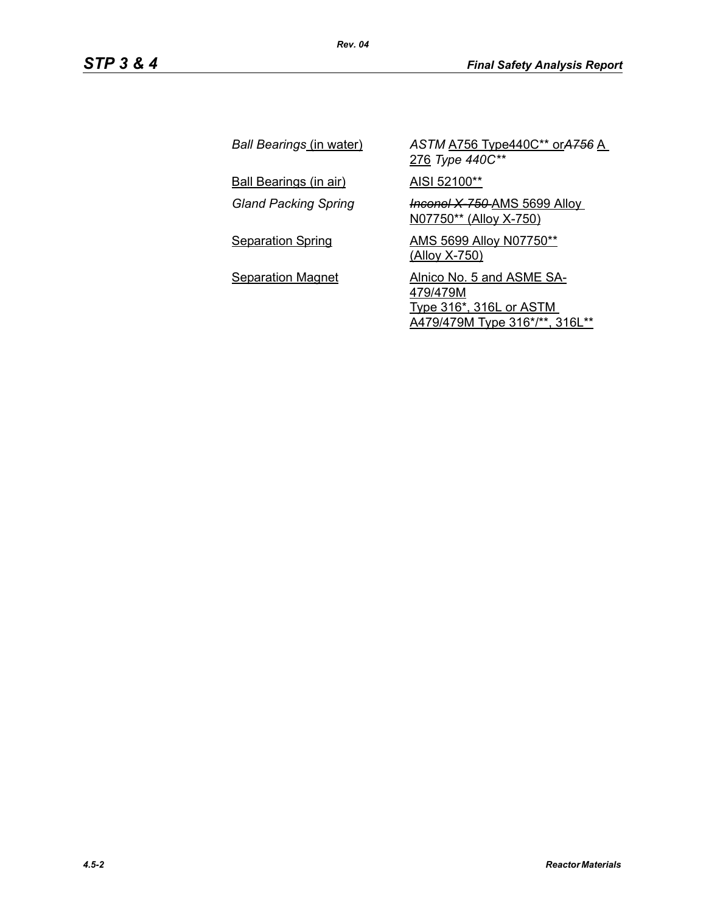| | |
|---|---|
| *Ball Bearings* (in water) | *ASTM* A756 Type440C** or~~*A756*~~ A 276 *Type 440C*** |
| Ball Bearings (in air) | AISI 52100** |
| *Gland Packing Spring* | ~~*Inconel X-750*~~ AMS 5699 Alloy N07750** (Alloy X-750) |
| Separation Spring | AMS 5699 Alloy N07750** (Alloy X-750) |
| Separation Magnet | Alnico No. 5 and ASME SA-479/479M Type 316*, 316L or ASTM A479/479M Type 316*/**, 316L** |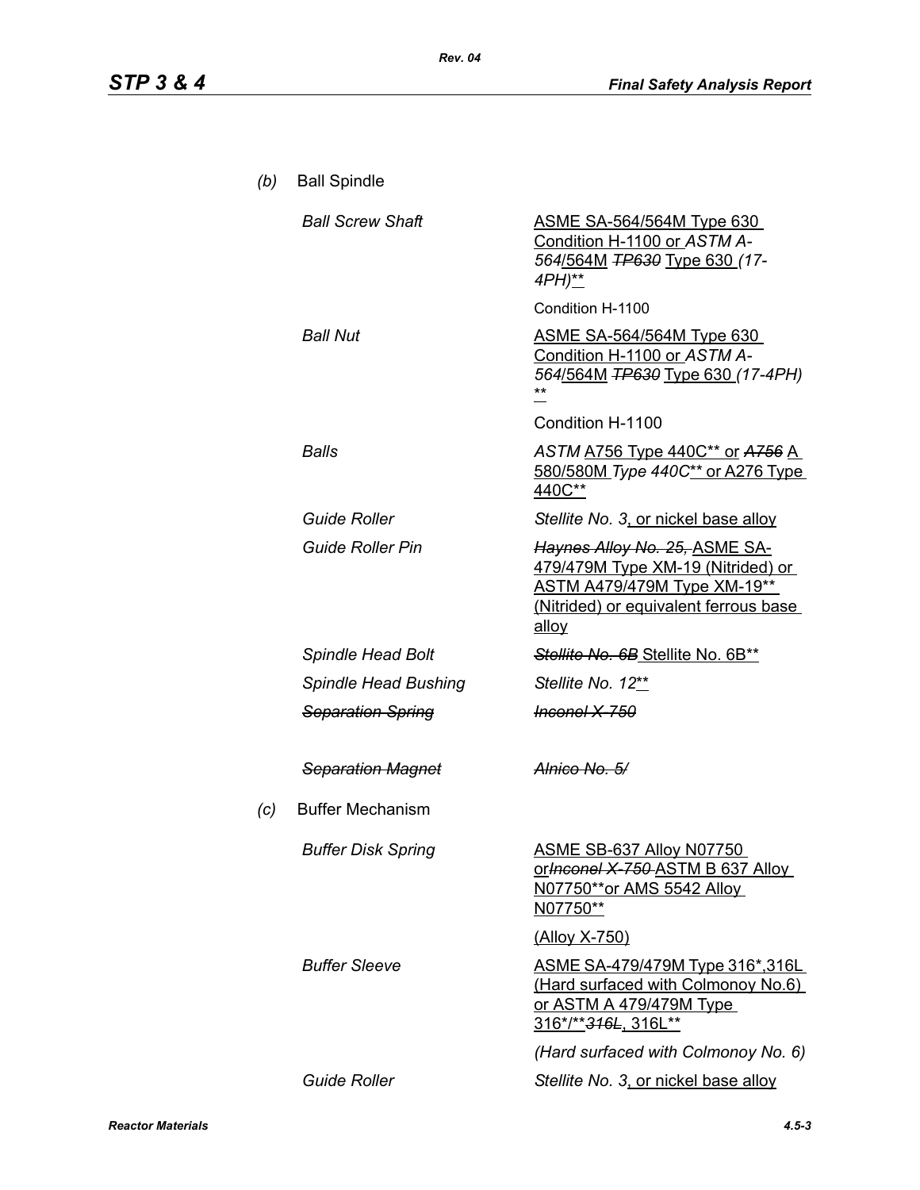(b) Ball Spindle

| | |
|---|---|
| *Ball Screw Shaft* | ASME SA-564/564M Type 630 Condition H-1100 or *ASTM A-564*/564M ~~*TP630*~~ Type 630 *(17-4PH)*** |
| | Condition H-1100 |
| *Ball Nut* | ASME SA-564/564M Type 630 Condition H-1100 or *ASTM A-564*/564M ~~*TP630*~~ Type 630 *(17-4PH)* ** |
| | Condition H-1100 |
| *Balls* | *ASTM* A756 Type 440C** or ~~*A756*~~ A 580/580M *Type 440C*** or A276 Type 440C** |
| *Guide Roller* | *Stellite No. 3*, or nickel base alloy |
| *Guide Roller Pin* | ~~*Haynes Alloy No. 25,*~~ ASME SA-479/479M Type XM-19 (Nitrided) or ASTM A479/479M Type XM-19** (Nitrided) or equivalent ferrous base alloy |
| *Spindle Head Bolt* | ~~*Stellite No. 6B*~~ Stellite No. 6B** |
| *Spindle Head Bushing* | *Stellite No. 12*** |
| ~~*Separation Spring*~~ | ~~*Inconel X-750*~~ |
| ~~*Separation Magnet*~~ | ~~*Alnico No. 5/*~~ |

(c) Buffer Mechanism

| | |
|---|---|
| *Buffer Disk Spring* | ASME SB-637 Alloy N07750 or~~*Inconel X-750*~~ ASTM B 637 Alloy N07750**or AMS 5542 Alloy N07750** |
| | (Alloy X-750) |
| *Buffer Sleeve* | ASME SA-479/479M Type 316*,316L (Hard surfaced with Colmonoy No.6) or ASTM A 479/479M Type 316*/**~~*316L*~~, 316L** |
| | *(Hard surfaced with Colmonoy No. 6)* |
| *Guide Roller* | *Stellite No. 3*, or nickel base alloy |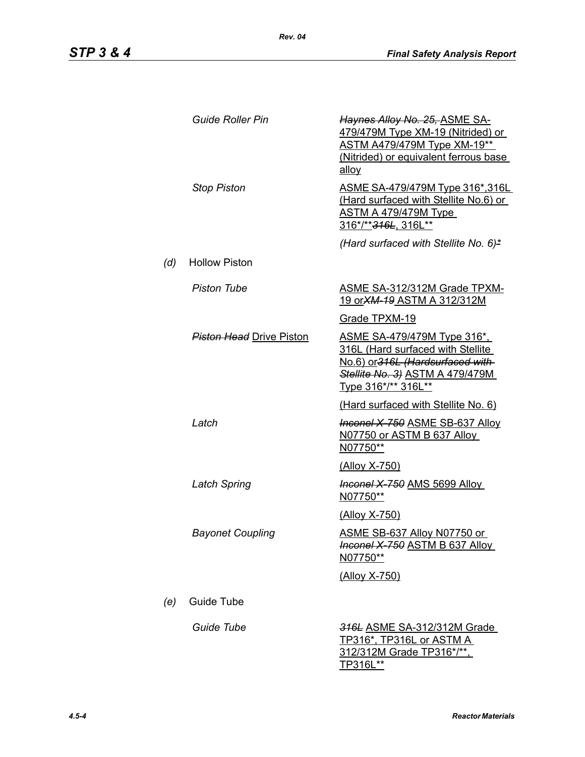| | |
|---|---|
| *Guide Roller Pin* | ~~*Haynes Alloy No. 25,*~~ ASME SA-479/479M Type XM-19 (Nitrided) or ASTM A479/479M Type XM-19** (Nitrided) or equivalent ferrous base alloy |
| *Stop Piston* | ASME SA-479/479M Type 316*,316L (Hard surfaced with Stellite No.6) or ASTM A 479/479M Type 316*/**~~*316L*~~, 316L** |
| | *(Hard surfaced with Stellite No. 6)*~~*~~ |

*(d)* Hollow Piston

| | |
|---|---|
| *Piston Tube* | ASME SA-312/312M Grade TPXM-19 or~~*XM-19*~~ ASTM A 312/312M |
| | Grade TPXM-19 |
| ~~*Piston Head*~~ Drive Piston | ASME SA-479/479M Type 316*, 316L (Hard surfaced with Stellite No.6) or~~*316L (Hardsurfaced with Stellite No. 3)*~~ ASTM A 479/479M Type 316*/** 316L** |
| | (Hard surfaced with Stellite No. 6) |
| *Latch* | ~~*Inconel X-750*~~ ASME SB-637 Alloy N07750 or ASTM B 637 Alloy N07750** |
| | (Alloy X-750) |
| *Latch Spring* | ~~*Inconel X-750*~~ AMS 5699 Alloy N07750** |
| | (Alloy X-750) |
| *Bayonet Coupling* | ASME SB-637 Alloy N07750 or ~~*Inconel X-750*~~ ASTM B 637 Alloy N07750** |
| | (Alloy X-750) |

*(e)* Guide Tube

| | |
|---|---|
| *Guide Tube* | ~~*316L*~~ ASME SA-312/312M Grade TP316*, TP316L or ASTM A 312/312M Grade TP316*/**, TP316L** |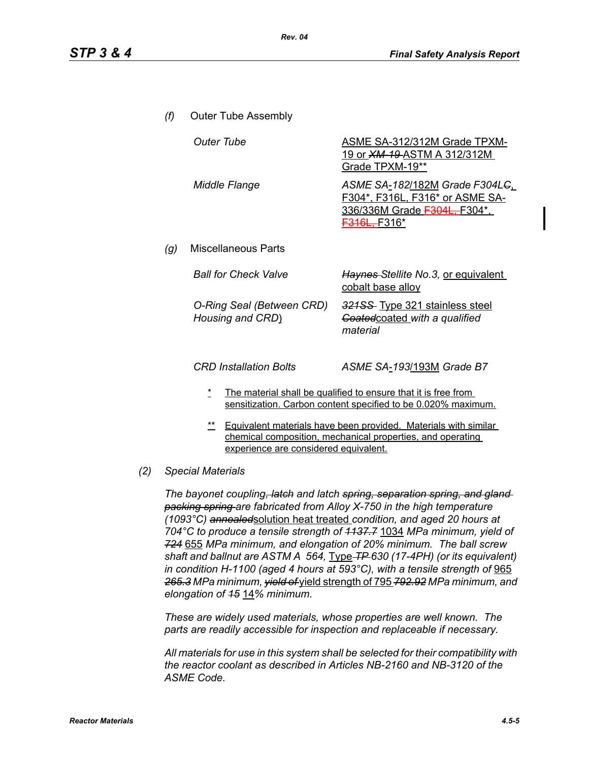*(f)* Outer Tube Assembly

| | |
|---|---|
| *Outer Tube* | ASME SA-312/312M Grade TPXM-19 or ~~*XM-19*~~ ASTM A 312/312M Grade TPXM-19** |
| *Middle Flange* | *ASME SA*-*182*/182M *Grade F304L*~~*C*~~, F304*, F316L, F316* or ASME SA-336/336M Grade ~~F304L,~~ F304*, ~~F316L,~~ F316* |

*(g)* Miscellaneous Parts

| | |
|---|---|
| *Ball for Check Valve* | ~~*Haynes*~~ *Stellite No.3,* or equivalent cobalt base alloy |
| *O-Ring Seal (Between CRD) Housing and CRD*) | ~~*321SS*~~ Type 321 stainless steel ~~*Coated*~~coated *with a qualified material* |
| *CRD Installation Bolts* | *ASME SA*-*193*/193M *Grade B7* |

\* The material shall be qualified to ensure that it is free from sensitization. Carbon content specified to be 0.020% maximum.

** Equivalent materials have been provided. Materials with similar chemical composition, mechanical properties, and operating experience are considered equivalent.

*(2)* *Special Materials*

*The bayonet coupling*~~*, latch*~~ *and latch* ~~*spring, separation spring, and gland packing spring*~~ *are fabricated from Alloy X-750 in the high temperature (1093°C)* ~~*annealed*~~solution heat treated *condition, and aged 20 hours at 704°C to produce a tensile strength of* ~~*1137.7*~~ 1034 *MPa minimum, yield of* ~~*724*~~ 655 *MPa minimum, and elongation of 20% minimum. The ball screw shaft and ballnut are ASTM A 564,* Type ~~*TP*~~ *630 (17-4PH) (or its equivalent) in condition H-1100 (aged 4 hours at 593°C), with a tensile strength of* 965 ~~*265.3*~~ *MPa minimum,* ~~*yield of*~~ yield strength of 795 ~~*792.92*~~ *MPa minimum, and elongation of* ~~*15*~~ 14*% minimum.*

*These are widely used materials, whose properties are well known. The parts are readily accessible for inspection and replaceable if necessary.*

*All materials for use in this system shall be selected for their compatibility with the reactor coolant as described in Articles NB-2160 and NB-3120 of the ASME Code.*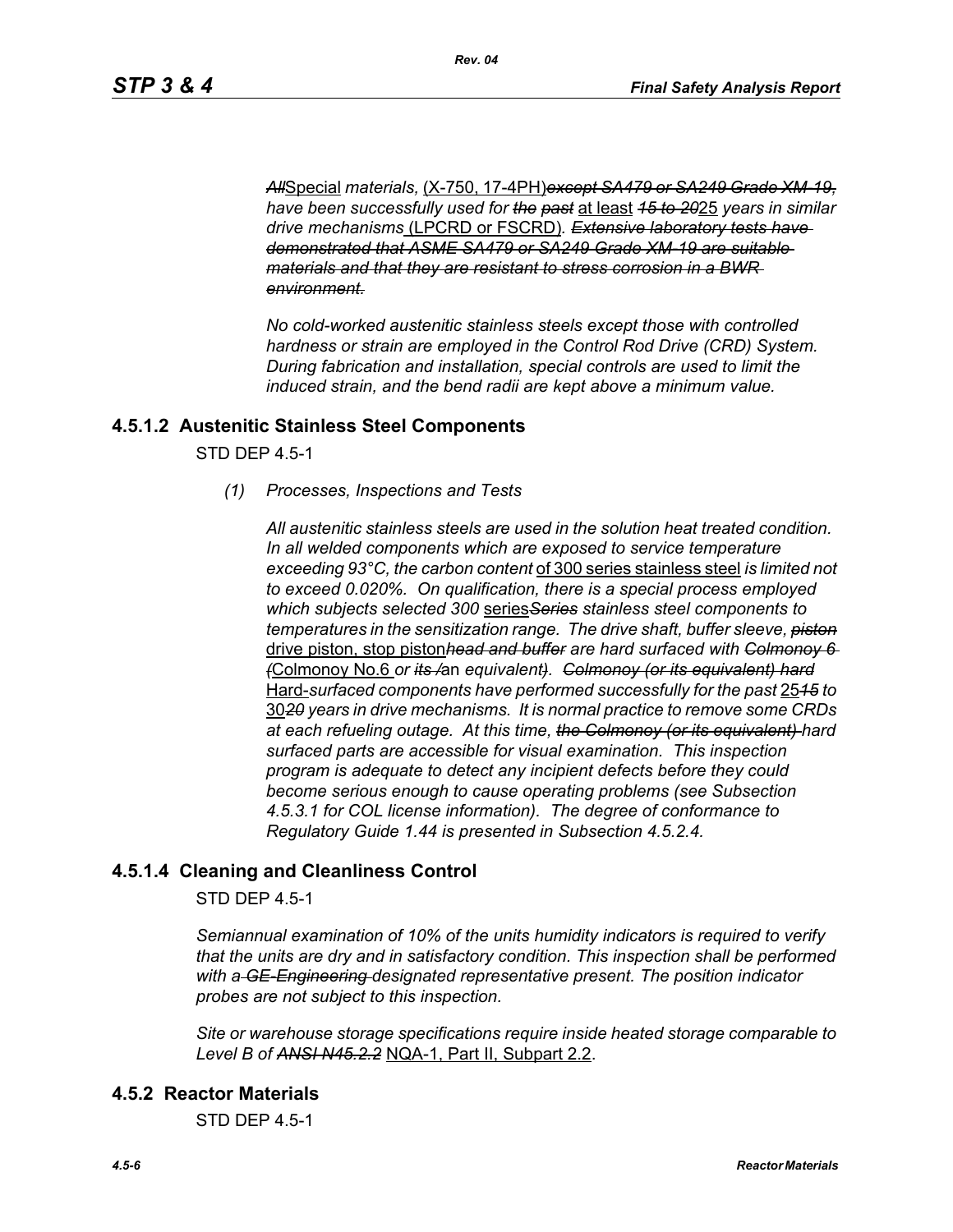*All*Special *materials,* (X-750, 17-4PH)*~~except SA479 or SA249 Grade XM-19,~~ have been successfully used for ~~the past~~* at least *~~15 to 20~~*25 *years in similar drive mechanisms* (LPCRD or FSCRD)*. ~~Extensive laboratory tests have demonstrated that ASME SA479 or SA249 Grade XM-19 are suitable materials and that they are resistant to stress corrosion in a BWR environment.~~*

*No cold-worked austenitic stainless steels except those with controlled hardness or strain are employed in the Control Rod Drive (CRD) System. During fabrication and installation, special controls are used to limit the induced strain, and the bend radii are kept above a minimum value.*

## 4.5.1.2 Austenitic Stainless Steel Components

STD DEP 4.5-1

*(1) Processes, Inspections and Tests*

*All austenitic stainless steels are used in the solution heat treated condition. In all welded components which are exposed to service temperature exceeding 93°C, the carbon content* of 300 series stainless steel *is limited not to exceed 0.020%. On qualification, there is a special process employed which subjects selected 300* series*~~Series~~ stainless steel components to temperatures in the sensitization range. The drive shaft, buffer sleeve, ~~piston~~* drive piston, stop piston*~~head and buffer~~ are hard surfaced with ~~Colmonoy 6 (~~*Colmonoy No.6 *or ~~its /~~*an *equivalent). ~~Colmonoy (or its equivalent) hard~~* Hard-*surfaced components have performed successfully for the past* 25*~~15~~ to* 30*~~20~~ years in drive mechanisms. It is normal practice to remove some CRDs at each refueling outage. At this time, ~~the Colmonoy (or its equivalent)~~ hard surfaced parts are accessible for visual examination. This inspection program is adequate to detect any incipient defects before they could become serious enough to cause operating problems (see Subsection 4.5.3.1 for COL license information). The degree of conformance to Regulatory Guide 1.44 is presented in Subsection 4.5.2.4.*

## 4.5.1.4 Cleaning and Cleanliness Control

STD DEP 4.5-1

*Semiannual examination of 10% of the units humidity indicators is required to verify that the units are dry and in satisfactory condition. This inspection shall be performed with a ~~GE-Engineering~~ designated representative present. The position indicator probes are not subject to this inspection.*

*Site or warehouse storage specifications require inside heated storage comparable to Level B of ~~ANSI N45.2.2~~* NQA-1, Part II, Subpart 2.2.

## 4.5.2 Reactor Materials

STD DEP 4.5-1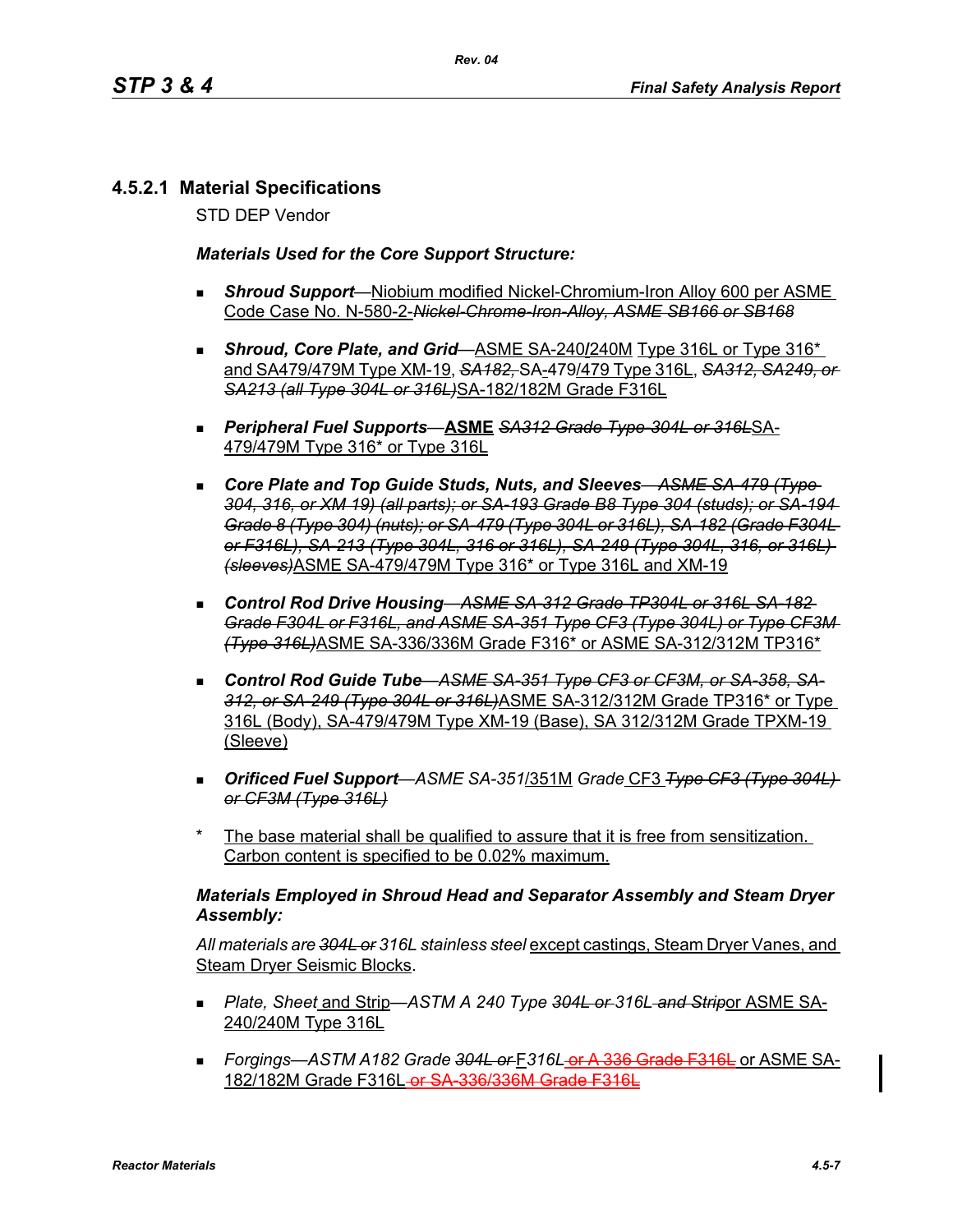### 4.5.2.1 Material Specifications

STD DEP Vendor

***Materials Used for the Core Support Structure:***

- ***Shroud Support***—Niobium modified Nickel-Chromium-Iron Alloy 600 per ASME Code Case No. N-580-2-~~*Nickel-Chrome-Iron-Alloy, ASME SB166 or SB168*~~

- ***Shroud, Core Plate, and Grid***—ASME SA-240/240M Type 316L or Type 316* and SA479/479M Type XM-19, ~~*SA182,*~~ SA-479/479 Type 316L, ~~*SA312, SA249, or SA213 (all Type 304L or 316L)*~~SA-182/182M Grade F316L

- ***Peripheral Fuel Supports***—**ASME** ~~*SA312 Grade Type 304L or 316L*~~SA-479/479M Type 316* or Type 316L

- ***Core Plate and Top Guide Studs, Nuts, and Sleeves***—~~*ASME SA-479 (Type 304, 316, or XM 19) (all parts); or SA-193 Grade B8 Type 304 (studs); or SA-194 Grade 8 (Type 304) (nuts); or SA-479 (Type 304L or 316L), SA-182 (Grade F304L or F316L), SA-213 (Type 304L, 316 or 316L), SA-249 (Type 304L, 316, or 316L) (sleeves)*~~ASME SA-479/479M Type 316* or Type 316L and XM-19

- ***Control Rod Drive Housing***—~~*ASME SA-312 Grade TP304L or 316L SA-182 Grade F304L or F316L, and ASME SA-351 Type CF3 (Type 304L) or Type CF3M (Type 316L)*~~ASME SA-336/336M Grade F316* or ASME SA-312/312M TP316*

- ***Control Rod Guide Tube***—~~*ASME SA-351 Type CF3 or CF3M, or SA-358, SA-312, or SA-249 (Type 304L or 316L)*~~ASME SA-312/312M Grade TP316* or Type 316L (Body), SA-479/479M Type XM-19 (Base), SA 312/312M Grade TPXM-19 (Sleeve)

- ***Orificed Fuel Support***—*ASME SA-351*/351M *Grade* CF3 ~~*Type CF3 (Type 304L) or CF3M (Type 316L)*~~

\* The base material shall be qualified to assure that it is free from sensitization. Carbon content is specified to be 0.02% maximum.

***Materials Employed in Shroud Head and Separator Assembly and Steam Dryer Assembly:***

*All materials are* ~~*304L or*~~ *316L stainless steel* except castings, Steam Dryer Vanes, and Steam Dryer Seismic Blocks.

- *Plate, Sheet* and Strip—*ASTM A 240 Type* ~~*304L or*~~ *316L* ~~*and Strip*~~or ASME SA-240/240M Type 316L

- *Forgings—ASTM A182 Grade* ~~*304L or*~~ F*316L* ~~or A 336 Grade F316L~~ or ASME SA-182/182M Grade F316L ~~or SA-336/336M Grade F316L~~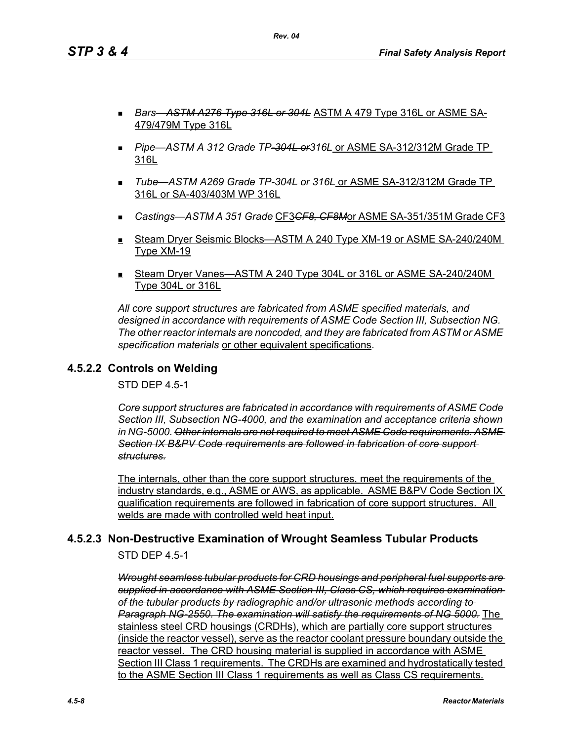- *Bars—~~ASTM A276 Type 316L or 304L~~* ASTM A 479 Type 316L or ASME SA-479/479M Type 316L
- *Pipe—ASTM A 312 Grade TP~~-304L or~~316L* or ASME SA-312/312M Grade TP 316L
- *Tube—ASTM A269 Grade TP~~-304L or~~ 316L* or ASME SA-312/312M Grade TP 316L or SA-403/403M WP 316L
- *Castings—ASTM A 351 Grade* CF3~~*CF8, CF8M*~~or ASME SA-351/351M Grade CF3
- Steam Dryer Seismic Blocks—ASTM A 240 Type XM-19 or ASME SA-240/240M Type XM-19
- Steam Dryer Vanes—ASTM A 240 Type 304L or 316L or ASME SA-240/240M Type 304L or 316L

*All core support structures are fabricated from ASME specified materials, and designed in accordance with requirements of ASME Code Section III, Subsection NG. The other reactor internals are noncoded, and they are fabricated from ASTM or ASME specification materials* or other equivalent specifications.

### 4.5.2.2 Controls on Welding

STD DEP 4.5-1

*Core support structures are fabricated in accordance with requirements of ASME Code Section III, Subsection NG-4000, and the examination and acceptance criteria shown in NG-5000. ~~Other internals are not required to meet ASME Code requirements. ASME Section IX B&PV Code requirements are followed in fabrication of core support structures.~~*

The internals, other than the core support structures, meet the requirements of the industry standards, e.g., ASME or AWS, as applicable. ASME B&PV Code Section IX qualification requirements are followed in fabrication of core support structures. All welds are made with controlled weld heat input.

### 4.5.2.3 Non-Destructive Examination of Wrought Seamless Tubular Products

STD DEP 4.5-1

~~*Wrought seamless tubular products for CRD housings and peripheral fuel supports are supplied in accordance with ASME Section III, Class CS, which requires examination of the tubular products by radiographic and/or ultrasonic methods according to Paragraph NG-2550. The examination will satisfy the requirements of NG 5000.*~~ The stainless steel CRD housings (CRDHs), which are partially core support structures (inside the reactor vessel), serve as the reactor coolant pressure boundary outside the reactor vessel. The CRD housing material is supplied in accordance with ASME Section III Class 1 requirements. The CRDHs are examined and hydrostatically tested to the ASME Section III Class 1 requirements as well as Class CS requirements.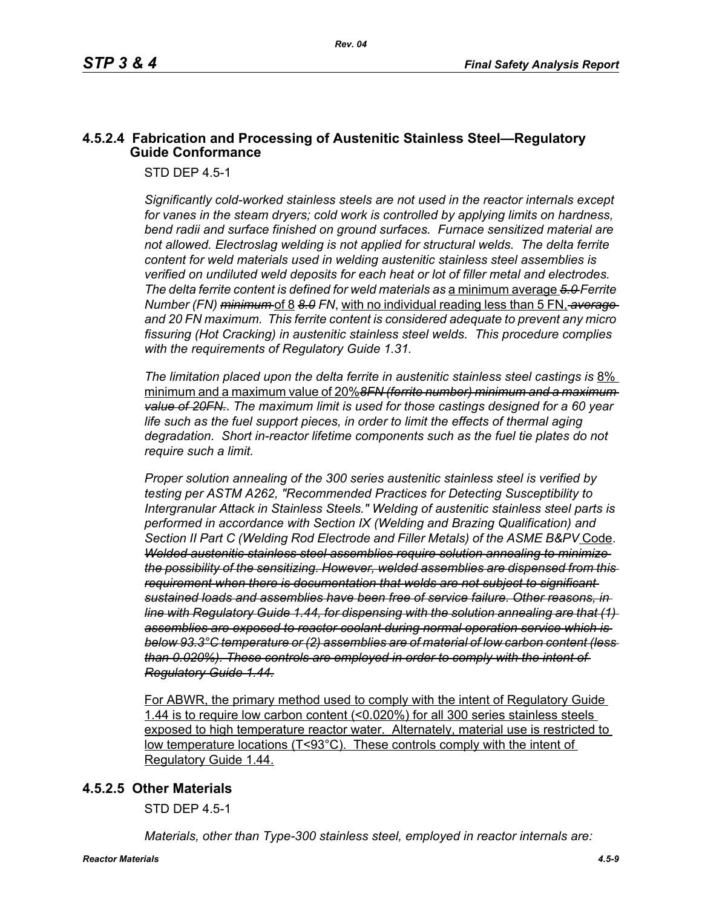### 4.5.2.4 Fabrication and Processing of Austenitic Stainless Steel—Regulatory Guide Conformance

STD DEP 4.5-1

*Significantly cold-worked stainless steels are not used in the reactor internals except for vanes in the steam dryers; cold work is controlled by applying limits on hardness, bend radii and surface finished on ground surfaces. Furnace sensitized material are not allowed. Electroslag welding is not applied for structural welds. The delta ferrite content for weld materials used in welding austenitic stainless steel assemblies is verified on undiluted weld deposits for each heat or lot of filler metal and electrodes. The delta ferrite content is defined for weld materials as* a minimum average ~~*5.0*~~ *Ferrite Number (FN)* ~~*minimum*~~ of 8 ~~*8.0*~~ *FN*, with no individual reading less than 5 FN, ~~*average*~~ *and 20 FN maximum. This ferrite content is considered adequate to prevent any micro fissuring (Hot Cracking) in austenitic stainless steel welds. This procedure complies with the requirements of Regulatory Guide 1.31.*

*The limitation placed upon the delta ferrite in austenitic stainless steel castings is* 8% minimum and a maximum value of 20%~~*8FN (ferrite number) minimum and a maximum value of 20FN.*~~*. The maximum limit is used for those castings designed for a 60 year life such as the fuel support pieces, in order to limit the effects of thermal aging degradation. Short in-reactor lifetime components such as the fuel tie plates do not require such a limit.*

*Proper solution annealing of the 300 series austenitic stainless steel is verified by testing per ASTM A262, "Recommended Practices for Detecting Susceptibility to Intergranular Attack in Stainless Steels." Welding of austenitic stainless steel parts is performed in accordance with Section IX (Welding and Brazing Qualification) and Section II Part C (Welding Rod Electrode and Filler Metals) of the ASME B&PV* Code. ~~*Welded austenitic stainless steel assemblies require solution annealing to minimize the possibility of the sensitizing. However, welded assemblies are dispensed from this requirement when there is documentation that welds are not subject to significant sustained loads and assemblies have been free of service failure. Other reasons, in line with Regulatory Guide 1.44, for dispensing with the solution annealing are that (1) assemblies are exposed to reactor coolant during normal operation service which is below 93.3°C temperature or (2) assemblies are of material of low carbon content (less than 0.020%). These controls are employed in order to comply with the intent of Regulatory Guide 1.44.*~~

For ABWR, the primary method used to comply with the intent of Regulatory Guide 1.44 is to require low carbon content (<0.020%) for all 300 series stainless steels exposed to high temperature reactor water. Alternately, material use is restricted to low temperature locations (T<93°C). These controls comply with the intent of Regulatory Guide 1.44.

### 4.5.2.5 Other Materials

STD DEP 4.5-1

*Materials, other than Type-300 stainless steel, employed in reactor internals are:*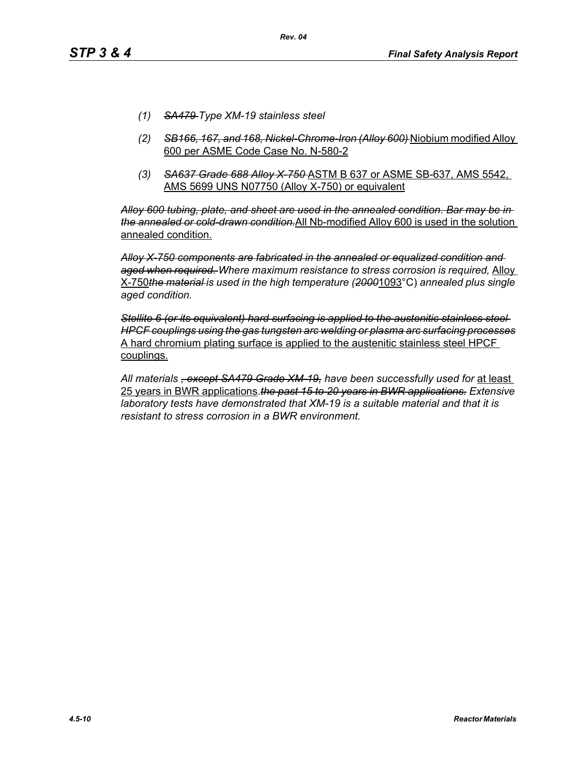(1) ~~SA479~~ *Type XM-19 stainless steel*

(2) ~~*SB166, 167, and 168, Nickel-Chrome-Iron (Alloy 600)*~~ Niobium modified Alloy 600 per ASME Code Case No. N-580-2

(3) ~~*SA637 Grade 688 Alloy X-750*~~ ASTM B 637 or ASME SB-637, AMS 5542, AMS 5699 UNS N07750 (Alloy X-750) or equivalent

~~*Alloy 600 tubing, plate, and sheet are used in the annealed condition. Bar may be in the annealed or cold-drawn condition.*~~ All Nb-modified Alloy 600 is used in the solution annealed condition.

~~*Alloy X-750 components are fabricated in the annealed or equalized condition and aged when required.*~~ *Where maximum resistance to stress corrosion is required,* Alloy X-750~~*the material*~~ *is used in the high temperature (*~~*2000*~~1093°C) *annealed plus single aged condition.*

~~*Stellite 6 (or its equivalent) hard surfacing is applied to the austenitic stainless steel HPCF couplings using the gas tungsten arc welding or plasma arc surfacing processes*~~ A hard chromium plating surface is applied to the austenitic stainless steel HPCF couplings.

*All materials* ~~*, except SA479 Grade XM-19,*~~ *have been successfully used for* at least 25 years in BWR applications.~~*the past 15 to 20 years in BWR applications.*~~ *Extensive laboratory tests have demonstrated that XM-19 is a suitable material and that it is resistant to stress corrosion in a BWR environment.*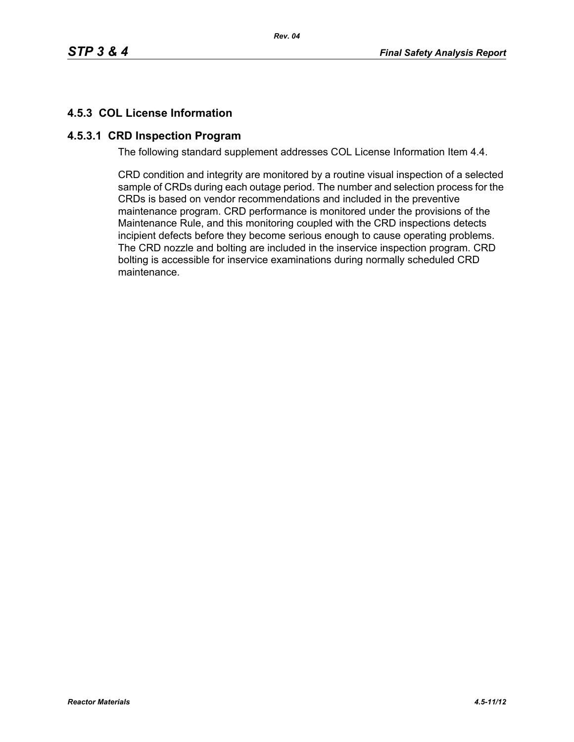## 4.5.3 COL License Information

### 4.5.3.1 CRD Inspection Program

The following standard supplement addresses COL License Information Item 4.4.

CRD condition and integrity are monitored by a routine visual inspection of a selected sample of CRDs during each outage period. The number and selection process for the CRDs is based on vendor recommendations and included in the preventive maintenance program. CRD performance is monitored under the provisions of the Maintenance Rule, and this monitoring coupled with the CRD inspections detects incipient defects before they become serious enough to cause operating problems. The CRD nozzle and bolting are included in the inservice inspection program. CRD bolting is accessible for inservice examinations during normally scheduled CRD maintenance.